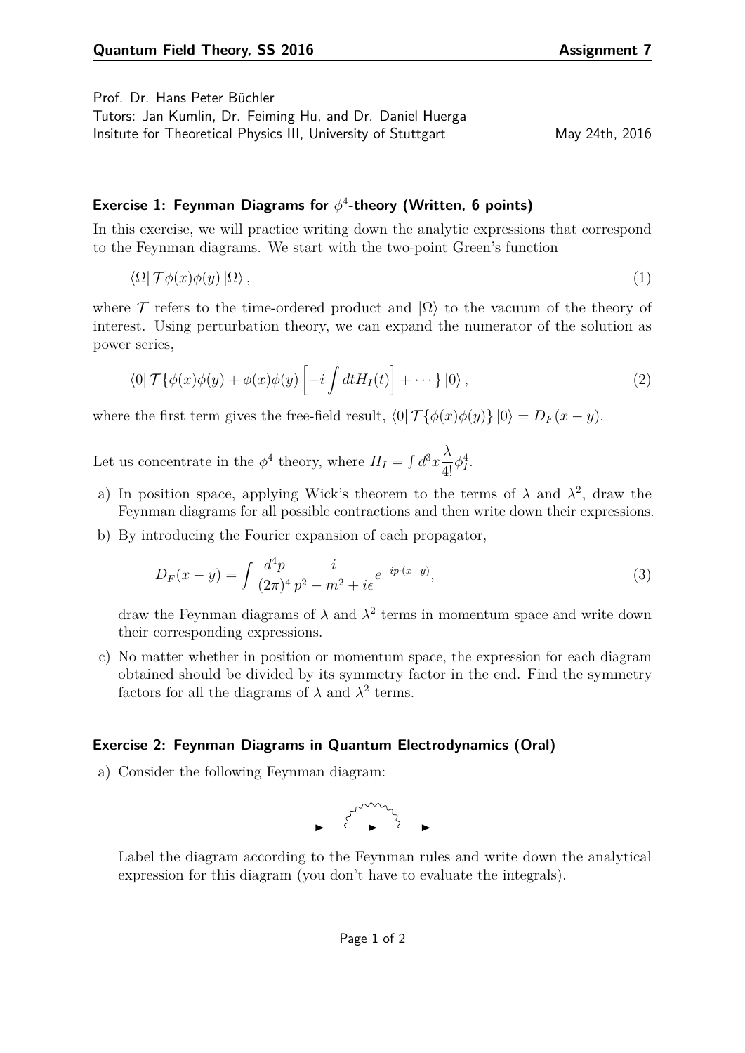Prof. Dr. Hans Peter Büchler
Tutors: Jan Kumlin, Dr. Feiming Hu, and Dr. Daniel Huerga
Insitute for Theoretical Physics III, University of Stuttgart May 24th, 2016

### Exercise 1: Feynman Diagrams for $\phi^4$-theory (Written, 6 points)

In this exercise, we will practice writing down the analytic expressions that correspond to the Feynman diagrams. We start with the two-point Green's function

$$\langle\Omega| \mathcal{T}\phi(x)\phi(y) |\Omega\rangle , \tag{1}$$

where $\mathcal{T}$ refers to the time-ordered product and $|\Omega\rangle$ to the vacuum of the theory of interest. Using perturbation theory, we can expand the numerator of the solution as power series,

$$\langle 0| \mathcal{T}\{\phi(x)\phi(y) + \phi(x)\phi(y) \left[-i \int dt H_I(t)\right] + \cdots\} |0\rangle , \tag{2}$$

where the first term gives the free-field result, $\langle 0| \mathcal{T}\{\phi(x)\phi(y)\} |0\rangle = D_F(x-y)$.

Let us concentrate in the $\phi^4$ theory, where $H_I = \int d^3x \frac{\lambda}{4!}\phi_I^4$.

a) In position space, applying Wick's theorem to the terms of $\lambda$ and $\lambda^2$, draw the Feynman diagrams for all possible contractions and then write down their expressions.

b) By introducing the Fourier expansion of each propagator,

$$D_F(x-y) = \int \frac{d^4p}{(2\pi)^4} \frac{i}{p^2 - m^2 + i\epsilon} e^{-ip\cdot(x-y)}, \tag{3}$$

draw the Feynman diagrams of $\lambda$ and $\lambda^2$ terms in momentum space and write down their corresponding expressions.

c) No matter whether in position or momentum space, the expression for each diagram obtained should be divided by its symmetry factor in the end. Find the symmetry factors for all the diagrams of $\lambda$ and $\lambda^2$ terms.

### Exercise 2: Feynman Diagrams in Quantum Electrodynamics (Oral)

a) Consider the following Feynman diagram:

Label the diagram according to the Feynman rules and write down the analytical expression for this diagram (you don't have to evaluate the integrals).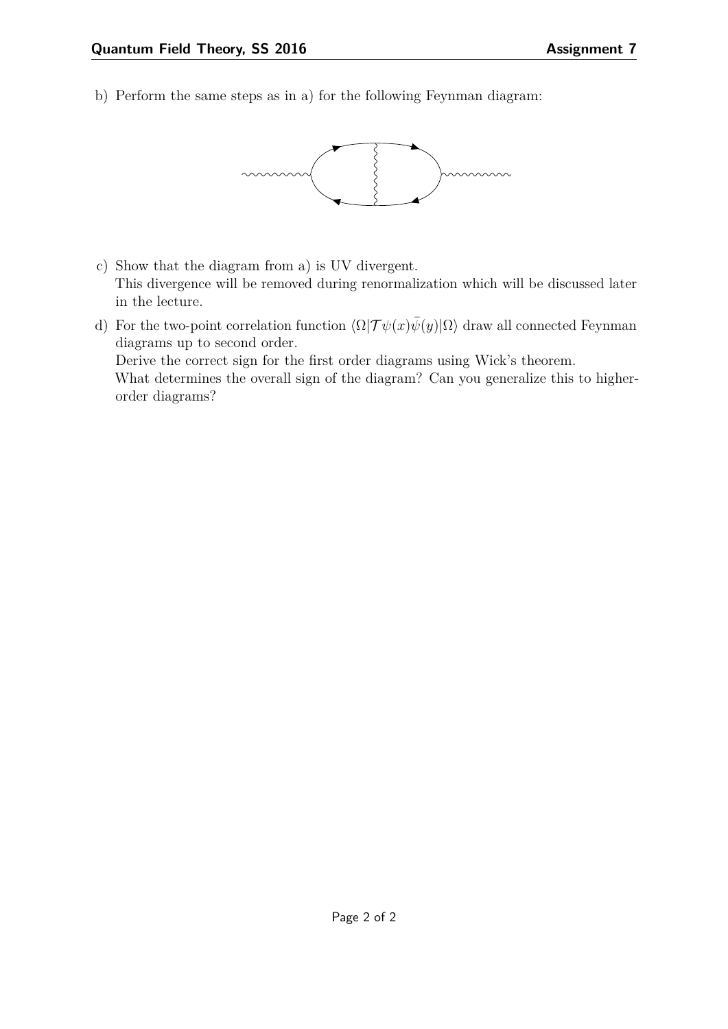b) Perform the same steps as in a) for the following Feynman diagram:

c) Show that the diagram from a) is UV divergent.
   This divergence will be removed during renormalization which will be discussed later in the lecture.

d) For the two-point correlation function $\langle \Omega | \mathcal{T} \psi(x) \bar{\psi}(y) | \Omega \rangle$ draw all connected Feynman diagrams up to second order.
   Derive the correct sign for the first order diagrams using Wick's theorem.
   What determines the overall sign of the diagram? Can you generalize this to higher-order diagrams?